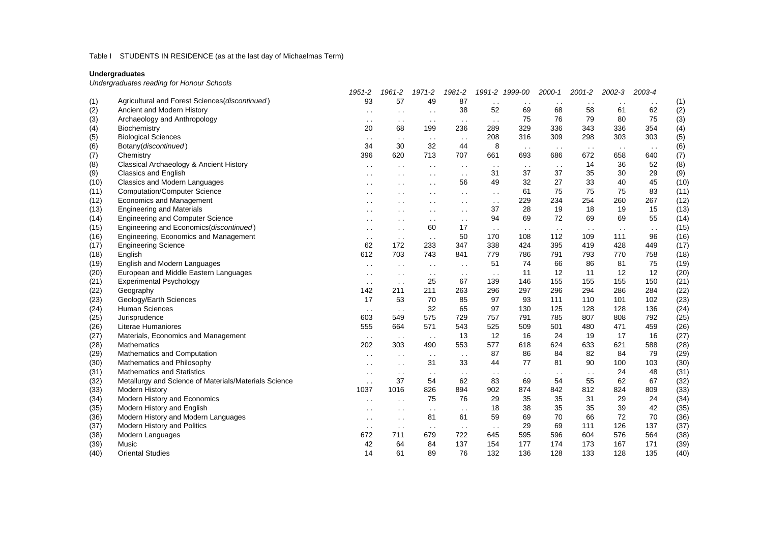Table I STUDENTS IN RESIDENCE (as at the last day of Michaelmas Term)

**Undergraduates**

*Undergraduates reading for Honour Schools*

| | | *1951-2* | *1961-2* | *1971-2* | *1981-2* | *1991-2* | *1999-00* | *2000-1* | *2001-2* | *2002-3* | *2003-4* | |
|---|---|---|---|---|---|---|---|---|---|---|---|---|
| (1) | Agricultural and Forest Sciences(*discontinued*) | 93 | 57 | 49 | 87 | . . | . . | . . | . . | . . | . . | (1) |
| (2) | Ancient and Modern History | . . | . . | . . | 38 | 52 | 69 | 68 | 58 | 61 | 62 | (2) |
| (3) | Archaeology and Anthropology | . . | . . | . . | . . | . . | 75 | 76 | 79 | 80 | 75 | (3) |
| (4) | Biochemistry | 20 | 68 | 199 | 236 | 289 | 329 | 336 | 343 | 336 | 354 | (4) |
| (5) | Biological Sciences | . . | . . | . . | . . | 208 | 316 | 309 | 298 | 303 | 303 | (5) |
| (6) | Botany(*discontinued*) | 34 | 30 | 32 | 44 | 8 | . . | . . | . . | . . | . . | (6) |
| (7) | Chemistry | 396 | 620 | 713 | 707 | 661 | 693 | 686 | 672 | 658 | 640 | (7) |
| (8) | Classical Archaeology & Ancient History | . . | . . | . . | . . | . . | . . | . . | 14 | 36 | 52 | (8) |
| (9) | Classics and English | . . | . . | . . | . . | 31 | 37 | 37 | 35 | 30 | 29 | (9) |
| (10) | Classics and Modern Languages | . . | . . | . . | 56 | 49 | 32 | 27 | 33 | 40 | 45 | (10) |
| (11) | Computation/Computer Science | . . | . . | . . | . . | . . | 61 | 75 | 75 | 75 | 83 | (11) |
| (12) | Economics and Management | . . | . . | . . | . . | . . | 229 | 234 | 254 | 260 | 267 | (12) |
| (13) | Engineering and Materials | . . | . . | . . | . . | 37 | 28 | 19 | 18 | 19 | 15 | (13) |
| (14) | Engineering and Computer Science | . . | . . | . . | . . | 94 | 69 | 72 | 69 | 69 | 55 | (14) |
| (15) | Engineering and Economics(*discontinued*) | . . | . . | 60 | 17 | . . | . . | . . | . . | . . | . . | (15) |
| (16) | Engineering, Economics and Management | . . | . . | . . | 50 | 170 | 108 | 112 | 109 | 111 | 96 | (16) |
| (17) | Engineering Science | 62 | 172 | 233 | 347 | 338 | 424 | 395 | 419 | 428 | 449 | (17) |
| (18) | English | 612 | 703 | 743 | 841 | 779 | 786 | 791 | 793 | 770 | 758 | (18) |
| (19) | English and Modern Languages | . . | . . | . . | . . | 51 | 74 | 66 | 86 | 81 | 75 | (19) |
| (20) | European and Middle Eastern Languages | . . | . . | . . | . . | . . | 11 | 12 | 11 | 12 | 12 | (20) |
| (21) | Experimental Psychology | . . | . . | 25 | 67 | 139 | 146 | 155 | 155 | 155 | 150 | (21) |
| (22) | Geography | 142 | 211 | 211 | 263 | 296 | 297 | 296 | 294 | 286 | 284 | (22) |
| (23) | Geology/Earth Sciences | 17 | 53 | 70 | 85 | 97 | 93 | 111 | 110 | 101 | 102 | (23) |
| (24) | Human Sciences | . . | . . | 32 | 65 | 97 | 130 | 125 | 128 | 128 | 136 | (24) |
| (25) | Jurisprudence | 603 | 549 | 575 | 729 | 757 | 791 | 785 | 807 | 808 | 792 | (25) |
| (26) | Literae Humaniores | 555 | 664 | 571 | 543 | 525 | 509 | 501 | 480 | 471 | 459 | (26) |
| (27) | Materials, Economics and Management | . . | . . | . . | 13 | 12 | 16 | 24 | 19 | 17 | 16 | (27) |
| (28) | Mathematics | 202 | 303 | 490 | 553 | 577 | 618 | 624 | 633 | 621 | 588 | (28) |
| (29) | Mathematics and Computation | . . | . . | . . | . . | 87 | 86 | 84 | 82 | 84 | 79 | (29) |
| (30) | Mathematics and Philosophy | . . | . . | 31 | 33 | 44 | 77 | 81 | 90 | 100 | 103 | (30) |
| (31) | Mathematics and Statistics | . . | . . | . . | . . | . . | . . | . . | . . | 24 | 48 | (31) |
| (32) | Metallurgy and Science of Materials/Materials Science | . . | 37 | 54 | 62 | 83 | 69 | 54 | 55 | 62 | 67 | (32) |
| (33) | Modern History | 1037 | 1016 | 826 | 894 | 902 | 874 | 842 | 812 | 824 | 809 | (33) |
| (34) | Modern History and Economics | . . | . . | 75 | 76 | 29 | 35 | 35 | 31 | 29 | 24 | (34) |
| (35) | Modern History and English | . . | . . | . . | . . | 18 | 38 | 35 | 35 | 39 | 42 | (35) |
| (36) | Modern History and Modern Languages | . . | . . | 81 | 61 | 59 | 69 | 70 | 66 | 72 | 70 | (36) |
| (37) | Modern History and Politics | . . | . . | . . | . . | . . | 29 | 69 | 111 | 126 | 137 | (37) |
| (38) | Modern Languages | 672 | 711 | 679 | 722 | 645 | 595 | 596 | 604 | 576 | 564 | (38) |
| (39) | Music | 42 | 64 | 84 | 137 | 154 | 177 | 174 | 173 | 167 | 171 | (39) |
| (40) | Oriental Studies | 14 | 61 | 89 | 76 | 132 | 136 | 128 | 133 | 128 | 135 | (40) |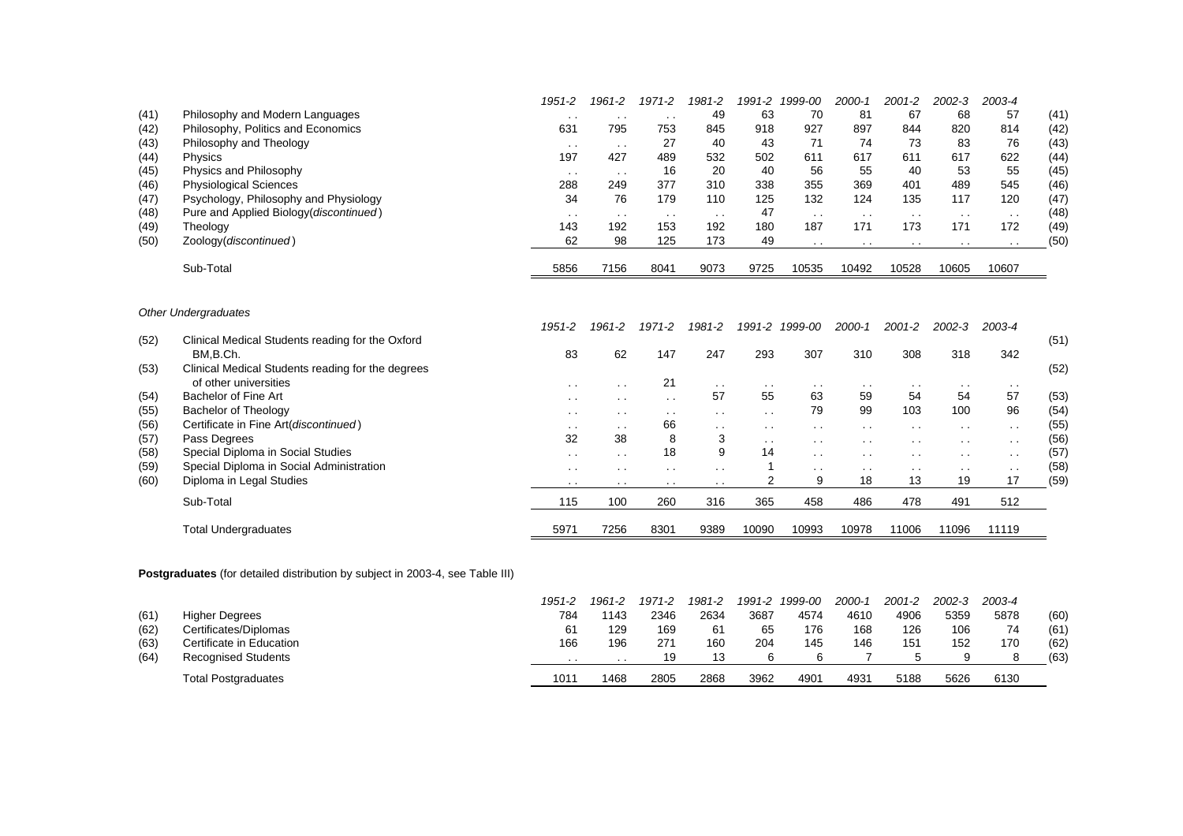| | | 1951-2 | 1961-2 | 1971-2 | 1981-2 | 1991-2 | 1999-00 | 2000-1 | 2001-2 | 2002-3 | 2003-4 | |
|---|---|---|---|---|---|---|---|---|---|---|---|---|
| (41) | Philosophy and Modern Languages | . . | . . | . . | 49 | 63 | 70 | 81 | 67 | 68 | 57 | (41) |
| (42) | Philosophy, Politics and Economics | 631 | 795 | 753 | 845 | 918 | 927 | 897 | 844 | 820 | 814 | (42) |
| (43) | Philosophy and Theology | . . | . . | 27 | 40 | 43 | 71 | 74 | 73 | 83 | 76 | (43) |
| (44) | Physics | 197 | 427 | 489 | 532 | 502 | 611 | 617 | 611 | 617 | 622 | (44) |
| (45) | Physics and Philosophy | . . | . . | 16 | 20 | 40 | 56 | 55 | 40 | 53 | 55 | (45) |
| (46) | Physiological Sciences | 288 | 249 | 377 | 310 | 338 | 355 | 369 | 401 | 489 | 545 | (46) |
| (47) | Psychology, Philosophy and Physiology | 34 | 76 | 179 | 110 | 125 | 132 | 124 | 135 | 117 | 120 | (47) |
| (48) | Pure and Applied Biology(*discontinued*) | . . | . . | . . | . . | 47 | . . | . . | . . | . . | . . | (48) |
| (49) | Theology | 143 | 192 | 153 | 192 | 180 | 187 | 171 | 173 | 171 | 172 | (49) |
| (50) | Zoology(*discontinued*) | 62 | 98 | 125 | 173 | 49 | . . | . . | . . | . . | . . | (50) |
| | Sub-Total | 5856 | 7156 | 8041 | 9073 | 9725 | 10535 | 10492 | 10528 | 10605 | 10607 | |

*Other Undergraduates*

| | | 1951-2 | 1961-2 | 1971-2 | 1981-2 | 1991-2 | 1999-00 | 2000-1 | 2001-2 | 2002-3 | 2003-4 | |
|---|---|---|---|---|---|---|---|---|---|---|---|---|
| (52) | Clinical Medical Students reading for the Oxford BM,B.Ch. | 83 | 62 | 147 | 247 | 293 | 307 | 310 | 308 | 318 | 342 | (51) |
| (53) | Clinical Medical Students reading for the degrees of other universities | . . | . . | 21 | . . | . . | . . | . . | . . | . . | . . | (52) |
| (54) | Bachelor of Fine Art | . . | . . | . . | 57 | 55 | 63 | 59 | 54 | 54 | 57 | (53) |
| (55) | Bachelor of Theology | . . | . . | . . | . . | . . | 79 | 99 | 103 | 100 | 96 | (54) |
| (56) | Certificate in Fine Art(*discontinued*) | . . | . . | 66 | . . | . . | . . | . . | . . | . . | . . | (55) |
| (57) | Pass Degrees | 32 | 38 | 8 | 3 | . . | . . | . . | . . | . . | . . | (56) |
| (58) | Special Diploma in Social Studies | . . | . . | 18 | 9 | 14 | . . | . . | . . | . . | . . | (57) |
| (59) | Special Diploma in Social Administration | . . | . . | . . | . . | 1 | . . | . . | . . | . . | . . | (58) |
| (60) | Diploma in Legal Studies | . . | . . | . . | . . | 2 | 9 | 18 | 13 | 19 | 17 | (59) |
| | Sub-Total | 115 | 100 | 260 | 316 | 365 | 458 | 486 | 478 | 491 | 512 | |
| | Total Undergraduates | 5971 | 7256 | 8301 | 9389 | 10090 | 10993 | 10978 | 11006 | 11096 | 11119 | |

**Postgraduates** (for detailed distribution by subject in 2003-4, see Table III)

| | | 1951-2 | 1961-2 | 1971-2 | 1981-2 | 1991-2 | 1999-00 | 2000-1 | 2001-2 | 2002-3 | 2003-4 | |
|---|---|---|---|---|---|---|---|---|---|---|---|---|
| (61) | Higher Degrees | 784 | 1143 | 2346 | 2634 | 3687 | 4574 | 4610 | 4906 | 5359 | 5878 | (60) |
| (62) | Certificates/Diplomas | 61 | 129 | 169 | 61 | 65 | 176 | 168 | 126 | 106 | 74 | (61) |
| (63) | Certificate in Education | 166 | 196 | 271 | 160 | 204 | 145 | 146 | 151 | 152 | 170 | (62) |
| (64) | Recognised Students | . . | . . | 19 | 13 | 6 | 6 | 7 | 5 | 9 | 8 | (63) |
| | Total Postgraduates | 1011 | 1468 | 2805 | 2868 | 3962 | 4901 | 4931 | 5188 | 5626 | 6130 | |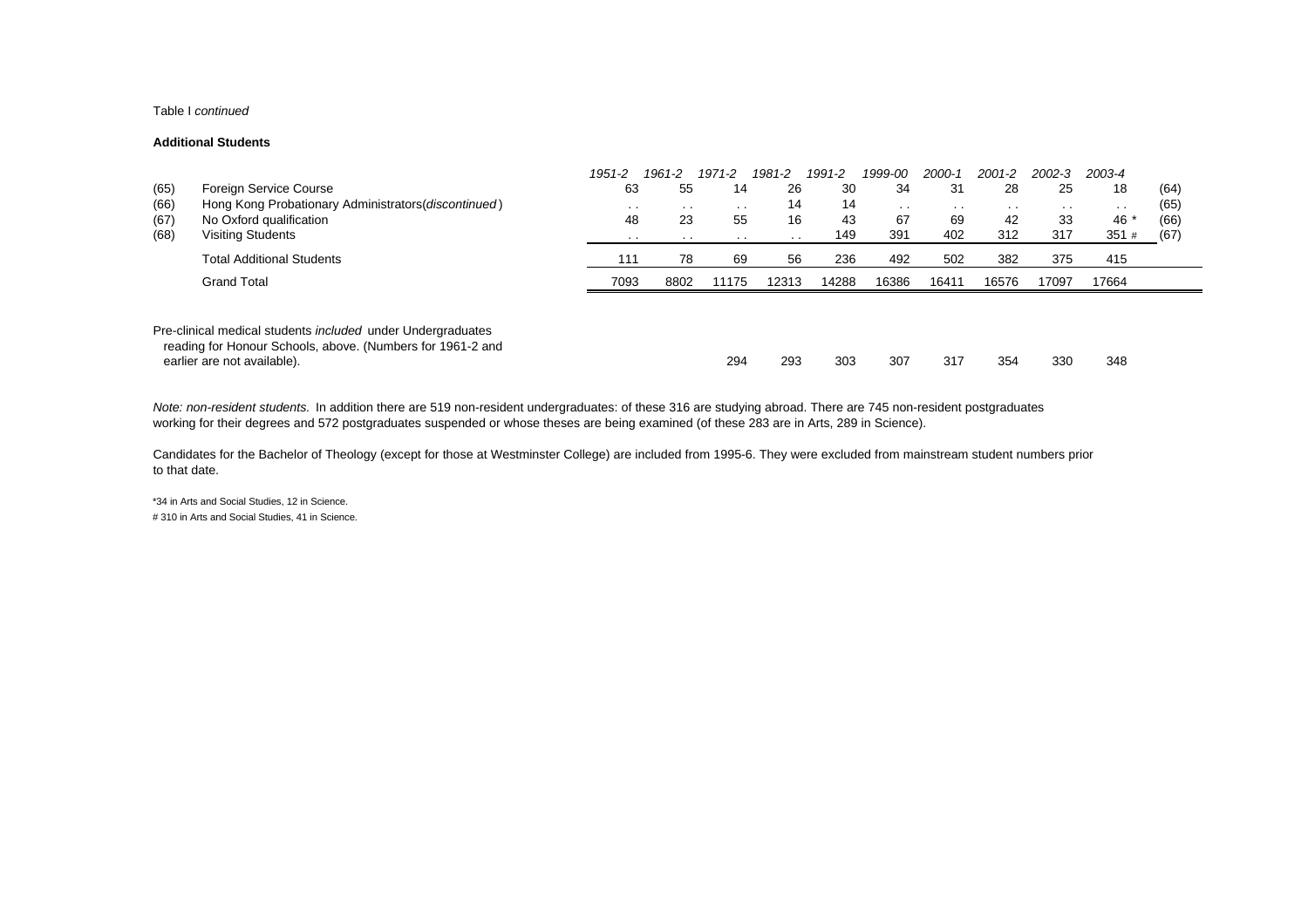Table I *continued*

**Additional Students**

| | | 1951-2 | 1961-2 | 1971-2 | 1981-2 | 1991-2 | 1999-00 | 2000-1 | 2001-2 | 2002-3 | 2003-4 | |
|---|---|---|---|---|---|---|---|---|---|---|---|---|
| (65) | Foreign Service Course | 63 | 55 | 14 | 26 | 30 | 34 | 31 | 28 | 25 | 18 | (64) |
| (66) | Hong Kong Probationary Administrators(*discontinued*) | . . | . . | . . | 14 | 14 | . . | . . | . . | . . | . . | (65) |
| (67) | No Oxford qualification | 48 | 23 | 55 | 16 | 43 | 67 | 69 | 42 | 33 | 46 * | (66) |
| (68) | Visiting Students | . . | . . | . . | . . | 149 | 391 | 402 | 312 | 317 | 351 # | (67) |
| | Total Additional Students | 111 | 78 | 69 | 56 | 236 | 492 | 502 | 382 | 375 | 415 | |
| | Grand Total | 7093 | 8802 | 11175 | 12313 | 14288 | 16386 | 16411 | 16576 | 17097 | 17664 | |
| | Pre-clinical medical students *included* under Undergraduates reading for Honour Schools, above. (Numbers for 1961-2 and earlier are not available). | | | 294 | 293 | 303 | 307 | 317 | 354 | 330 | 348 | |

*Note: non-resident students.* In addition there are 519 non-resident undergraduates: of these 316 are studying abroad. There are 745 non-resident postgraduates working for their degrees and 572 postgraduates suspended or whose theses are being examined (of these 283 are in Arts, 289 in Science).

Candidates for the Bachelor of Theology (except for those at Westminster College) are included from 1995-6. They were excluded from mainstream student numbers prior to that date.

*34 in Arts and Social Studies, 12 in Science.

# 310 in Arts and Social Studies, 41 in Science.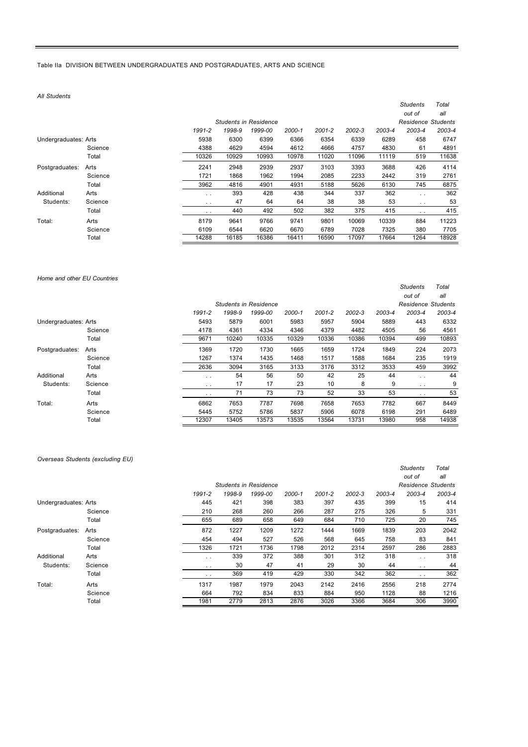Table IIa DIVISION BETWEEN UNDERGRADUATES AND POSTGRADUATES, ARTS AND SCIENCE

*All Students*

| | | *Students in Residence* | | | | | | | *Students out of Residence* | *Total all Students* |
|---|---|---|---|---|---|---|---|---|---|---|
| | | *1991-2* | *1998-9* | *1999-00* | *2000-1* | *2001-2* | *2002-3* | *2003-4* | *2003-4* | *2003-4* |
| Undergraduates: | Arts | 5938 | 6300 | 6399 | 6366 | 6354 | 6339 | 6289 | 458 | 6747 |
| | Science | 4388 | 4629 | 4594 | 4612 | 4666 | 4757 | 4830 | 61 | 4891 |
| | Total | 10326 | 10929 | 10993 | 10978 | 11020 | 11096 | 11119 | 519 | 11638 |
| Postgraduates: | Arts | 2241 | 2948 | 2939 | 2937 | 3103 | 3393 | 3688 | 426 | 4114 |
| | Science | 1721 | 1868 | 1962 | 1994 | 2085 | 2233 | 2442 | 319 | 2761 |
| | Total | 3962 | 4816 | 4901 | 4931 | 5188 | 5626 | 6130 | 745 | 6875 |
| Additional Students: | Arts | . . | 393 | 428 | 438 | 344 | 337 | 362 | . . | 362 |
| | Science | . . | 47 | 64 | 64 | 38 | 38 | 53 | . . | 53 |
| | Total | . . | 440 | 492 | 502 | 382 | 375 | 415 | . . | 415 |
| Total: | Arts | 8179 | 9641 | 9766 | 9741 | 9801 | 10069 | 10339 | 884 | 11223 |
| | Science | 6109 | 6544 | 6620 | 6670 | 6789 | 7028 | 7325 | 380 | 7705 |
| | Total | 14288 | 16185 | 16386 | 16411 | 16590 | 17097 | 17664 | 1264 | 18928 |

*Home and other EU Countries*

| | | *Students in Residence* | | | | | | | *Students out of Residence* | *Total all Students* |
|---|---|---|---|---|---|---|---|---|---|---|
| | | *1991-2* | *1998-9* | *1999-00* | *2000-1* | *2001-2* | *2002-3* | *2003-4* | *2003-4* | *2003-4* |
| Undergraduates: | Arts | 5493 | 5879 | 6001 | 5983 | 5957 | 5904 | 5889 | 443 | 6332 |
| | Science | 4178 | 4361 | 4334 | 4346 | 4379 | 4482 | 4505 | 56 | 4561 |
| | Total | 9671 | 10240 | 10335 | 10329 | 10336 | 10386 | 10394 | 499 | 10893 |
| Postgraduates: | Arts | 1369 | 1720 | 1730 | 1665 | 1659 | 1724 | 1849 | 224 | 2073 |
| | Science | 1267 | 1374 | 1435 | 1468 | 1517 | 1588 | 1684 | 235 | 1919 |
| | Total | 2636 | 3094 | 3165 | 3133 | 3176 | 3312 | 3533 | 459 | 3992 |
| Additional Students: | Arts | . . | 54 | 56 | 50 | 42 | 25 | 44 | . . | 44 |
| | Science | . . | 17 | 17 | 23 | 10 | 8 | 9 | . . | 9 |
| | Total | . . | 71 | 73 | 73 | 52 | 33 | 53 | . . | 53 |
| Total: | Arts | 6862 | 7653 | 7787 | 7698 | 7658 | 7653 | 7782 | 667 | 8449 |
| | Science | 5445 | 5752 | 5786 | 5837 | 5906 | 6078 | 6198 | 291 | 6489 |
| | Total | 12307 | 13405 | 13573 | 13535 | 13564 | 13731 | 13980 | 958 | 14938 |

*Overseas Students (excluding EU)*

| | | *Students in Residence* | | | | | | | *Students out of Residence* | *Total all Students* |
|---|---|---|---|---|---|---|---|---|---|---|
| | | *1991-2* | *1998-9* | *1999-00* | *2000-1* | *2001-2* | *2002-3* | *2003-4* | *2003-4* | *2003-4* |
| Undergraduates: | Arts | 445 | 421 | 398 | 383 | 397 | 435 | 399 | 15 | 414 |
| | Science | 210 | 268 | 260 | 266 | 287 | 275 | 326 | 5 | 331 |
| | Total | 655 | 689 | 658 | 649 | 684 | 710 | 725 | 20 | 745 |
| Postgraduates: | Arts | 872 | 1227 | 1209 | 1272 | 1444 | 1669 | 1839 | 203 | 2042 |
| | Science | 454 | 494 | 527 | 526 | 568 | 645 | 758 | 83 | 841 |
| | Total | 1326 | 1721 | 1736 | 1798 | 2012 | 2314 | 2597 | 286 | 2883 |
| Additional Students: | Arts | . . | 339 | 372 | 388 | 301 | 312 | 318 | . . | 318 |
| | Science | . . | 30 | 47 | 41 | 29 | 30 | 44 | . . | 44 |
| | Total | . . | 369 | 419 | 429 | 330 | 342 | 362 | . . | 362 |
| Total: | Arts | 1317 | 1987 | 1979 | 2043 | 2142 | 2416 | 2556 | 218 | 2774 |
| | Science | 664 | 792 | 834 | 833 | 884 | 950 | 1128 | 88 | 1216 |
| | Total | 1981 | 2779 | 2813 | 2876 | 3026 | 3366 | 3684 | 306 | 3990 |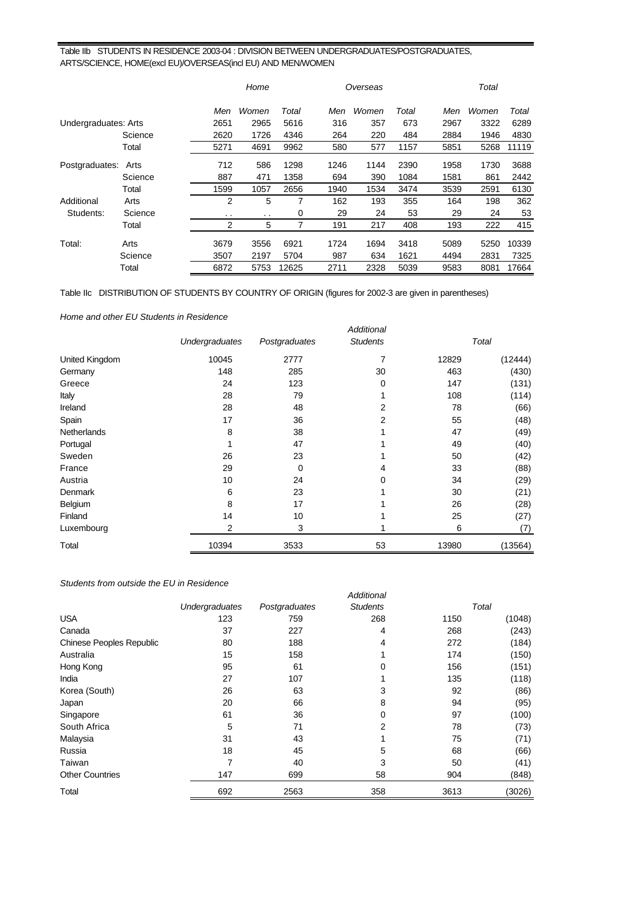Table IIb STUDENTS IN RESIDENCE 2003-04 : DIVISION BETWEEN UNDERGRADUATES/POSTGRADUATES, ARTS/SCIENCE, HOME(excl EU)/OVERSEAS(incl EU) AND MEN/WOMEN

| | | *Home* | | | *Overseas* | | | *Total* | | |
|---|---|---|---|---|---|---|---|---|---|---|
| | | *Men* | *Women* | *Total* | *Men* | *Women* | *Total* | *Men* | *Women* | *Total* |
| Undergraduates: | Arts | 2651 | 2965 | 5616 | 316 | 357 | 673 | 2967 | 3322 | 6289 |
| | Science | 2620 | 1726 | 4346 | 264 | 220 | 484 | 2884 | 1946 | 4830 |
| | Total | 5271 | 4691 | 9962 | 580 | 577 | 1157 | 5851 | 5268 | 11119 |
| Postgraduates: | Arts | 712 | 586 | 1298 | 1246 | 1144 | 2390 | 1958 | 1730 | 3688 |
| | Science | 887 | 471 | 1358 | 694 | 390 | 1084 | 1581 | 861 | 2442 |
| | Total | 1599 | 1057 | 2656 | 1940 | 1534 | 3474 | 3539 | 2591 | 6130 |
| Additional Students: | Arts | 2 | 5 | 7 | 162 | 193 | 355 | 164 | 198 | 362 |
| | Science | . . | . . | 0 | 29 | 24 | 53 | 29 | 24 | 53 |
| | Total | 2 | 5 | 7 | 191 | 217 | 408 | 193 | 222 | 415 |
| Total: | Arts | 3679 | 3556 | 6921 | 1724 | 1694 | 3418 | 5089 | 5250 | 10339 |
| | Science | 3507 | 2197 | 5704 | 987 | 634 | 1621 | 4494 | 2831 | 7325 |
| | Total | 6872 | 5753 | 12625 | 2711 | 2328 | 5039 | 9583 | 8081 | 17664 |

Table IIc DISTRIBUTION OF STUDENTS BY COUNTRY OF ORIGIN (figures for 2002-3 are given in parentheses)

*Home and other EU Students in Residence*

| | *Undergraduates* | *Postgraduates* | *Additional Students* | Total | |
|---|---|---|---|---|---|
| United Kingdom | 10045 | 2777 | 7 | 12829 | (12444) |
| Germany | 148 | 285 | 30 | 463 | (430) |
| Greece | 24 | 123 | 0 | 147 | (131) |
| Italy | 28 | 79 | 1 | 108 | (114) |
| Ireland | 28 | 48 | 2 | 78 | (66) |
| Spain | 17 | 36 | 2 | 55 | (48) |
| Netherlands | 8 | 38 | 1 | 47 | (49) |
| Portugal | 1 | 47 | 1 | 49 | (40) |
| Sweden | 26 | 23 | 1 | 50 | (42) |
| France | 29 | 0 | 4 | 33 | (88) |
| Austria | 10 | 24 | 0 | 34 | (29) |
| Denmark | 6 | 23 | 1 | 30 | (21) |
| Belgium | 8 | 17 | 1 | 26 | (28) |
| Finland | 14 | 10 | 1 | 25 | (27) |
| Luxembourg | 2 | 3 | 1 | 6 | (7) |
| Total | 10394 | 3533 | 53 | 13980 | (13564) |

*Students from outside the EU in Residence*

| | *Undergraduates* | *Postgraduates* | *Additional Students* | Total | |
|---|---|---|---|---|---|
| USA | 123 | 759 | 268 | 1150 | (1048) |
| Canada | 37 | 227 | 4 | 268 | (243) |
| Chinese Peoples Republic | 80 | 188 | 4 | 272 | (184) |
| Australia | 15 | 158 | 1 | 174 | (150) |
| Hong Kong | 95 | 61 | 0 | 156 | (151) |
| India | 27 | 107 | 1 | 135 | (118) |
| Korea (South) | 26 | 63 | 3 | 92 | (86) |
| Japan | 20 | 66 | 8 | 94 | (95) |
| Singapore | 61 | 36 | 0 | 97 | (100) |
| South Africa | 5 | 71 | 2 | 78 | (73) |
| Malaysia | 31 | 43 | 1 | 75 | (71) |
| Russia | 18 | 45 | 5 | 68 | (66) |
| Taiwan | 7 | 40 | 3 | 50 | (41) |
| Other Countries | 147 | 699 | 58 | 904 | (848) |
| Total | 692 | 2563 | 358 | 3613 | (3026) |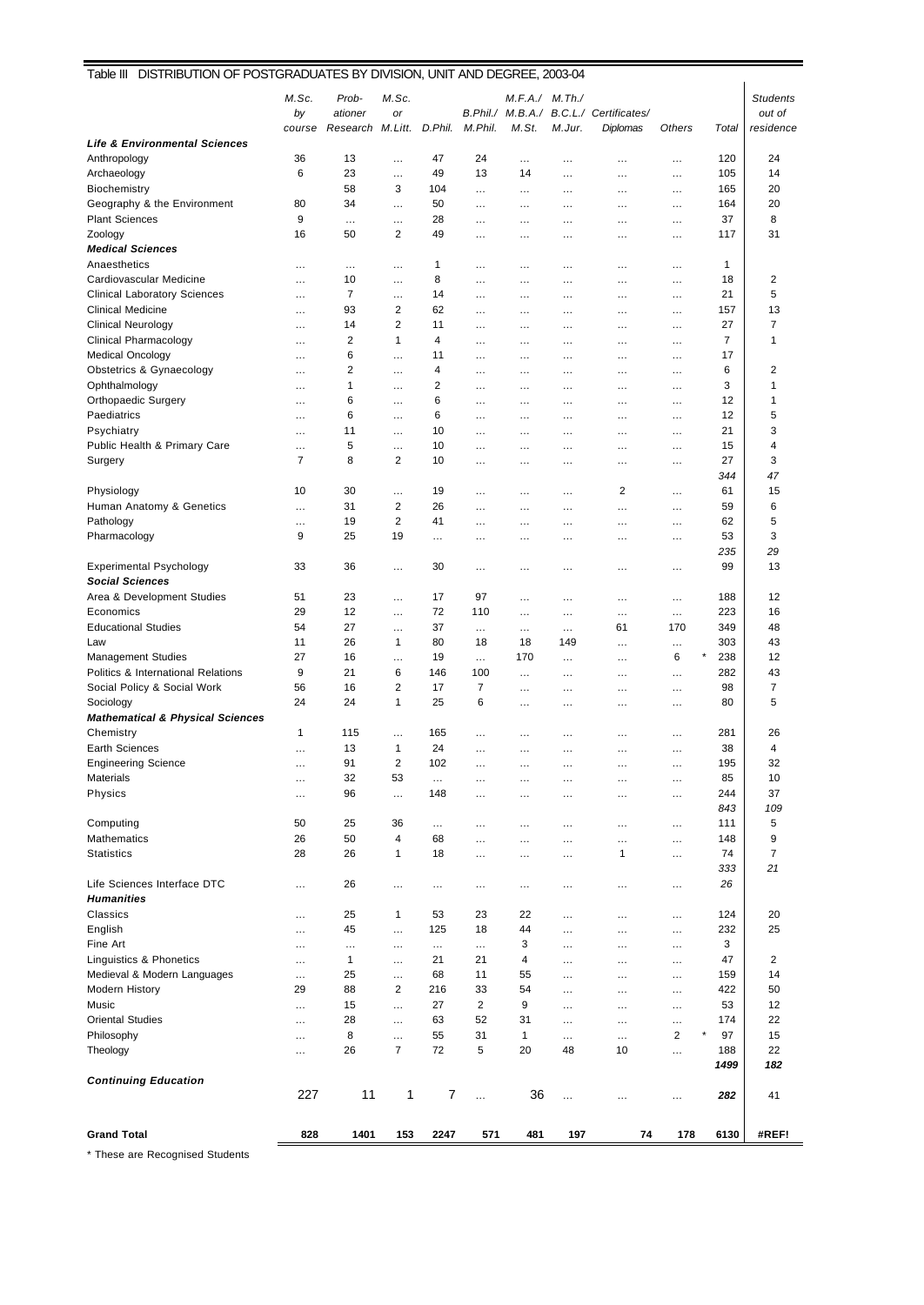## Table III DISTRIBUTION OF POSTGRADUATES BY DIVISION, UNIT AND DEGREE, 2003-04

| | M.Sc. by course | Probationer Research | M.Sc. or M.Litt. | D.Phil. | B.Phil./ M.Phil. | M.F.A./ M.B.A./ M.St. | M.Th./ B.C.L./ M.Jur. | Certificates/ Diplomas | Others | Total | Students out of residence |
|---|---|---|---|---|---|---|---|---|---|---|---|
| ***Life & Environmental Sciences*** | | | | | | | | | | | |
| Anthropology | 36 | 13 | … | 47 | 24 | … | … | … | … | 120 | 24 |
| Archaeology | 6 | 23 | … | 49 | 13 | 14 | … | … | … | 105 | 14 |
| Biochemistry | | 58 | 3 | 104 | … | … | … | … | … | 165 | 20 |
| Geography & the Environment | 80 | 34 | … | 50 | … | … | … | … | … | 164 | 20 |
| Plant Sciences | 9 | … | … | 28 | … | … | … | … | … | 37 | 8 |
| Zoology | 16 | 50 | 2 | 49 | … | … | … | … | … | 117 | 31 |
| ***Medical Sciences*** | | | | | | | | | | | |
| Anaesthetics | … | … | … | 1 | … | … | … | … | … | 1 | |
| Cardiovascular Medicine | … | 10 | … | 8 | … | … | … | … | … | 18 | 2 |
| Clinical Laboratory Sciences | … | 7 | … | 14 | … | … | … | … | … | 21 | 5 |
| Clinical Medicine | … | 93 | 2 | 62 | … | … | … | … | … | 157 | 13 |
| Clinical Neurology | … | 14 | 2 | 11 | … | … | … | … | … | 27 | 7 |
| Clinical Pharmacology | … | 2 | 1 | 4 | … | … | … | … | … | 7 | 1 |
| Medical Oncology | … | 6 | … | 11 | … | … | … | … | … | 17 | |
| Obstetrics & Gynaecology | … | 2 | … | 4 | … | … | … | … | … | 6 | 2 |
| Ophthalmology | … | 1 | … | 2 | … | … | … | … | … | 3 | 1 |
| Orthopaedic Surgery | … | 6 | … | 6 | … | … | … | … | … | 12 | 1 |
| Paediatrics | … | 6 | … | 6 | … | … | … | … | … | 12 | 5 |
| Psychiatry | … | 11 | … | 10 | … | … | … | … | … | 21 | 3 |
| Public Health & Primary Care | … | 5 | … | 10 | … | … | … | … | … | 15 | 4 |
| Surgery | 7 | 8 | 2 | 10 | … | … | … | … | … | 27 | 3 |
| | | | | | | | | | | *344* | *47* |
| Physiology | 10 | 30 | … | 19 | … | … | … | 2 | … | 61 | 15 |
| Human Anatomy & Genetics | … | 31 | 2 | 26 | … | … | … | … | … | 59 | 6 |
| Pathology | … | 19 | 2 | 41 | … | … | … | … | … | 62 | 5 |
| Pharmacology | 9 | 25 | 19 | … | … | … | … | … | … | 53 | 3 |
| | | | | | | | | | | *235* | *29* |
| Experimental Psychology | 33 | 36 | … | 30 | … | … | … | … | … | 99 | 13 |
| ***Social Sciences*** | | | | | | | | | | | |
| Area & Development Studies | 51 | 23 | … | 17 | 97 | … | … | … | … | 188 | 12 |
| Economics | 29 | 12 | … | 72 | 110 | … | … | … | … | 223 | 16 |
| Educational Studies | 54 | 27 | … | 37 | … | … | … | 61 | 170 | 349 | 48 |
| Law | 11 | 26 | 1 | 80 | 18 | 18 | 149 | … | … | 303 | 43 |
| Management Studies | 27 | 16 | … | 19 | … | 170 | … | … | 6 | * 238 | 12 |
| Politics & International Relations | 9 | 21 | 6 | 146 | 100 | … | … | … | … | 282 | 43 |
| Social Policy & Social Work | 56 | 16 | 2 | 17 | 7 | … | … | … | … | 98 | 7 |
| Sociology | 24 | 24 | 1 | 25 | 6 | … | … | … | … | 80 | 5 |
| ***Mathematical & Physical Sciences*** | | | | | | | | | | | |
| Chemistry | 1 | 115 | … | 165 | … | … | … | … | … | 281 | 26 |
| Earth Sciences | … | 13 | 1 | 24 | … | … | … | … | … | 38 | 4 |
| Engineering Science | … | 91 | 2 | 102 | … | … | … | … | … | 195 | 32 |
| Materials | … | 32 | 53 | … | … | … | … | … | … | 85 | 10 |
| Physics | … | 96 | … | 148 | … | … | … | … | … | 244 | 37 |
| | | | | | | | | | | *843* | *109* |
| Computing | 50 | 25 | 36 | … | … | … | … | … | … | 111 | 5 |
| Mathematics | 26 | 50 | 4 | 68 | … | … | … | … | … | 148 | 9 |
| Statistics | 28 | 26 | 1 | 18 | … | … | … | 1 | … | 74 | 7 |
| | | | | | | | | | | *333* | *21* |
| Life Sciences Interface DTC | … | 26 | … | … | … | … | … | … | … | *26* | |
| ***Humanities*** | | | | | | | | | | | |
| Classics | … | 25 | 1 | 53 | 23 | 22 | … | … | … | 124 | 20 |
| English | … | 45 | … | 125 | 18 | 44 | … | … | … | 232 | 25 |
| Fine Art | … | … | … | … | … | 3 | … | … | … | 3 | |
| Linguistics & Phonetics | … | 1 | … | 21 | 21 | 4 | … | … | … | 47 | 2 |
| Medieval & Modern Languages | … | 25 | … | 68 | 11 | 55 | … | … | … | 159 | 14 |
| Modern History | 29 | 88 | 2 | 216 | 33 | 54 | … | … | … | 422 | 50 |
| Music | … | 15 | … | 27 | 2 | 9 | … | … | … | 53 | 12 |
| Oriental Studies | … | 28 | … | 63 | 52 | 31 | … | … | … | 174 | 22 |
| Philosophy | … | 8 | … | 55 | 31 | 1 | … | … | 2 | * 97 | 15 |
| Theology | … | 26 | 7 | 72 | 5 | 20 | 48 | 10 | … | 188 | 22 |
| | | | | | | | | | | ***1499*** | ***182*** |
| ***Continuing Education*** | 227 | 11 | 1 | 7 | … | 36 | … | … | … | ***282*** | 41 |
| **Grand Total** | **828** | **1401** | **153** | **2247** | **571** | **481** | **197** | **74** | **178** | **6130** | **#REF!** |

\* These are Recognised Students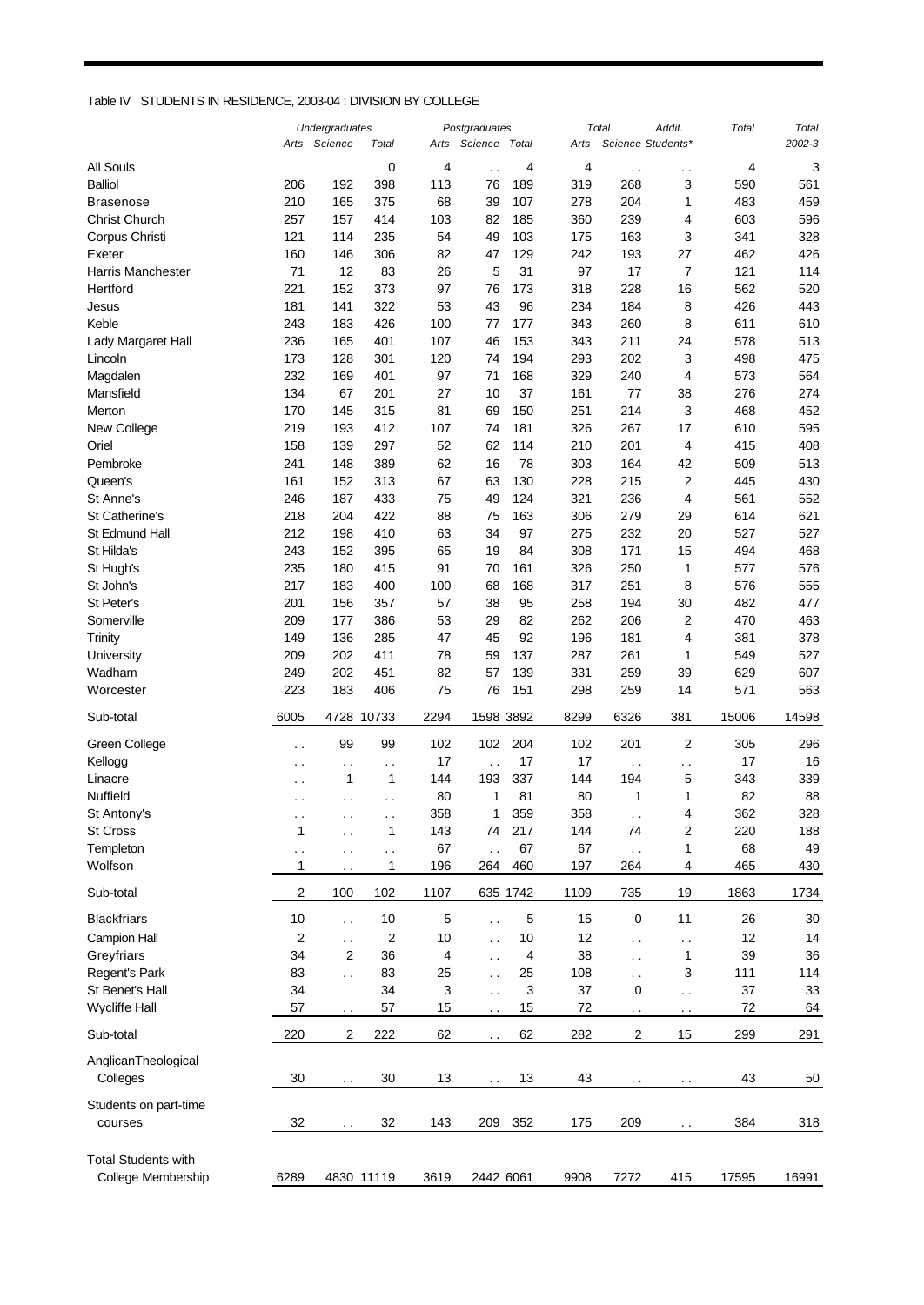Table IV STUDENTS IN RESIDENCE, 2003-04 : DIVISION BY COLLEGE

| | *Undergraduates* | | | *Postgraduates* | | | *Total* | | *Addit.* | *Total* | *Total* |
|---|---|---|---|---|---|---|---|---|---|---|---|
| | *Arts* | *Science* | *Total* | *Arts* | *Science* | *Total* | *Arts* | *Science* | *Students** | | *2002-3* |
| All Souls | | | 0 | 4 | . . | 4 | 4 | . . | . . | 4 | 3 |
| Balliol | 206 | 192 | 398 | 113 | 76 | 189 | 319 | 268 | 3 | 590 | 561 |
| Brasenose | 210 | 165 | 375 | 68 | 39 | 107 | 278 | 204 | 1 | 483 | 459 |
| Christ Church | 257 | 157 | 414 | 103 | 82 | 185 | 360 | 239 | 4 | 603 | 596 |
| Corpus Christi | 121 | 114 | 235 | 54 | 49 | 103 | 175 | 163 | 3 | 341 | 328 |
| Exeter | 160 | 146 | 306 | 82 | 47 | 129 | 242 | 193 | 27 | 462 | 426 |
| Harris Manchester | 71 | 12 | 83 | 26 | 5 | 31 | 97 | 17 | 7 | 121 | 114 |
| Hertford | 221 | 152 | 373 | 97 | 76 | 173 | 318 | 228 | 16 | 562 | 520 |
| Jesus | 181 | 141 | 322 | 53 | 43 | 96 | 234 | 184 | 8 | 426 | 443 |
| Keble | 243 | 183 | 426 | 100 | 77 | 177 | 343 | 260 | 8 | 611 | 610 |
| Lady Margaret Hall | 236 | 165 | 401 | 107 | 46 | 153 | 343 | 211 | 24 | 578 | 513 |
| Lincoln | 173 | 128 | 301 | 120 | 74 | 194 | 293 | 202 | 3 | 498 | 475 |
| Magdalen | 232 | 169 | 401 | 97 | 71 | 168 | 329 | 240 | 4 | 573 | 564 |
| Mansfield | 134 | 67 | 201 | 27 | 10 | 37 | 161 | 77 | 38 | 276 | 274 |
| Merton | 170 | 145 | 315 | 81 | 69 | 150 | 251 | 214 | 3 | 468 | 452 |
| New College | 219 | 193 | 412 | 107 | 74 | 181 | 326 | 267 | 17 | 610 | 595 |
| Oriel | 158 | 139 | 297 | 52 | 62 | 114 | 210 | 201 | 4 | 415 | 408 |
| Pembroke | 241 | 148 | 389 | 62 | 16 | 78 | 303 | 164 | 42 | 509 | 513 |
| Queen's | 161 | 152 | 313 | 67 | 63 | 130 | 228 | 215 | 2 | 445 | 430 |
| St Anne's | 246 | 187 | 433 | 75 | 49 | 124 | 321 | 236 | 4 | 561 | 552 |
| St Catherine's | 218 | 204 | 422 | 88 | 75 | 163 | 306 | 279 | 29 | 614 | 621 |
| St Edmund Hall | 212 | 198 | 410 | 63 | 34 | 97 | 275 | 232 | 20 | 527 | 527 |
| St Hilda's | 243 | 152 | 395 | 65 | 19 | 84 | 308 | 171 | 15 | 494 | 468 |
| St Hugh's | 235 | 180 | 415 | 91 | 70 | 161 | 326 | 250 | 1 | 577 | 576 |
| St John's | 217 | 183 | 400 | 100 | 68 | 168 | 317 | 251 | 8 | 576 | 555 |
| St Peter's | 201 | 156 | 357 | 57 | 38 | 95 | 258 | 194 | 30 | 482 | 477 |
| Somerville | 209 | 177 | 386 | 53 | 29 | 82 | 262 | 206 | 2 | 470 | 463 |
| Trinity | 149 | 136 | 285 | 47 | 45 | 92 | 196 | 181 | 4 | 381 | 378 |
| University | 209 | 202 | 411 | 78 | 59 | 137 | 287 | 261 | 1 | 549 | 527 |
| Wadham | 249 | 202 | 451 | 82 | 57 | 139 | 331 | 259 | 39 | 629 | 607 |
| Worcester | 223 | 183 | 406 | 75 | 76 | 151 | 298 | 259 | 14 | 571 | 563 |
| Sub-total | 6005 | 4728 | 10733 | 2294 | 1598 | 3892 | 8299 | 6326 | 381 | 15006 | 14598 |
| Green College | . . | 99 | 99 | 102 | 102 | 204 | 102 | 201 | 2 | 305 | 296 |
| Kellogg | . . | . . | . . | 17 | . . | 17 | 17 | . . | . . | 17 | 16 |
| Linacre | . . | 1 | 1 | 144 | 193 | 337 | 144 | 194 | 5 | 343 | 339 |
| Nuffield | . . | . . | . . | 80 | 1 | 81 | 80 | 1 | 1 | 82 | 88 |
| St Antony's | . . | . . | . . | 358 | 1 | 359 | 358 | . . | 4 | 362 | 328 |
| St Cross | 1 | . . | 1 | 143 | 74 | 217 | 144 | 74 | 2 | 220 | 188 |
| Templeton | . . | . . | . . | 67 | . . | 67 | 67 | . . | 1 | 68 | 49 |
| Wolfson | 1 | . . | 1 | 196 | 264 | 460 | 197 | 264 | 4 | 465 | 430 |
| Sub-total | 2 | 100 | 102 | 1107 | 635 | 1742 | 1109 | 735 | 19 | 1863 | 1734 |
| Blackfriars | 10 | . . | 10 | 5 | . . | 5 | 15 | 0 | 11 | 26 | 30 |
| Campion Hall | 2 | . . | 2 | 10 | . . | 10 | 12 | . . | . . | 12 | 14 |
| Greyfriars | 34 | 2 | 36 | 4 | . . | 4 | 38 | . . | 1 | 39 | 36 |
| Regent's Park | 83 | . . | 83 | 25 | . . | 25 | 108 | . . | 3 | 111 | 114 |
| St Benet's Hall | 34 | | 34 | 3 | . . | 3 | 37 | 0 | . . | 37 | 33 |
| Wycliffe Hall | 57 | . . | 57 | 15 | . . | 15 | 72 | . . | . . | 72 | 64 |
| Sub-total | 220 | 2 | 222 | 62 | . . | 62 | 282 | 2 | 15 | 299 | 291 |
| AnglicanTheological Colleges | 30 | . . | 30 | 13 | . . | 13 | 43 | . . | . . | 43 | 50 |
| Students on part-time courses | 32 | . . | 32 | 143 | 209 | 352 | 175 | 209 | . . | 384 | 318 |
| Total Students with College Membership | 6289 | 4830 | 11119 | 3619 | 2442 | 6061 | 9908 | 7272 | 415 | 17595 | 16991 |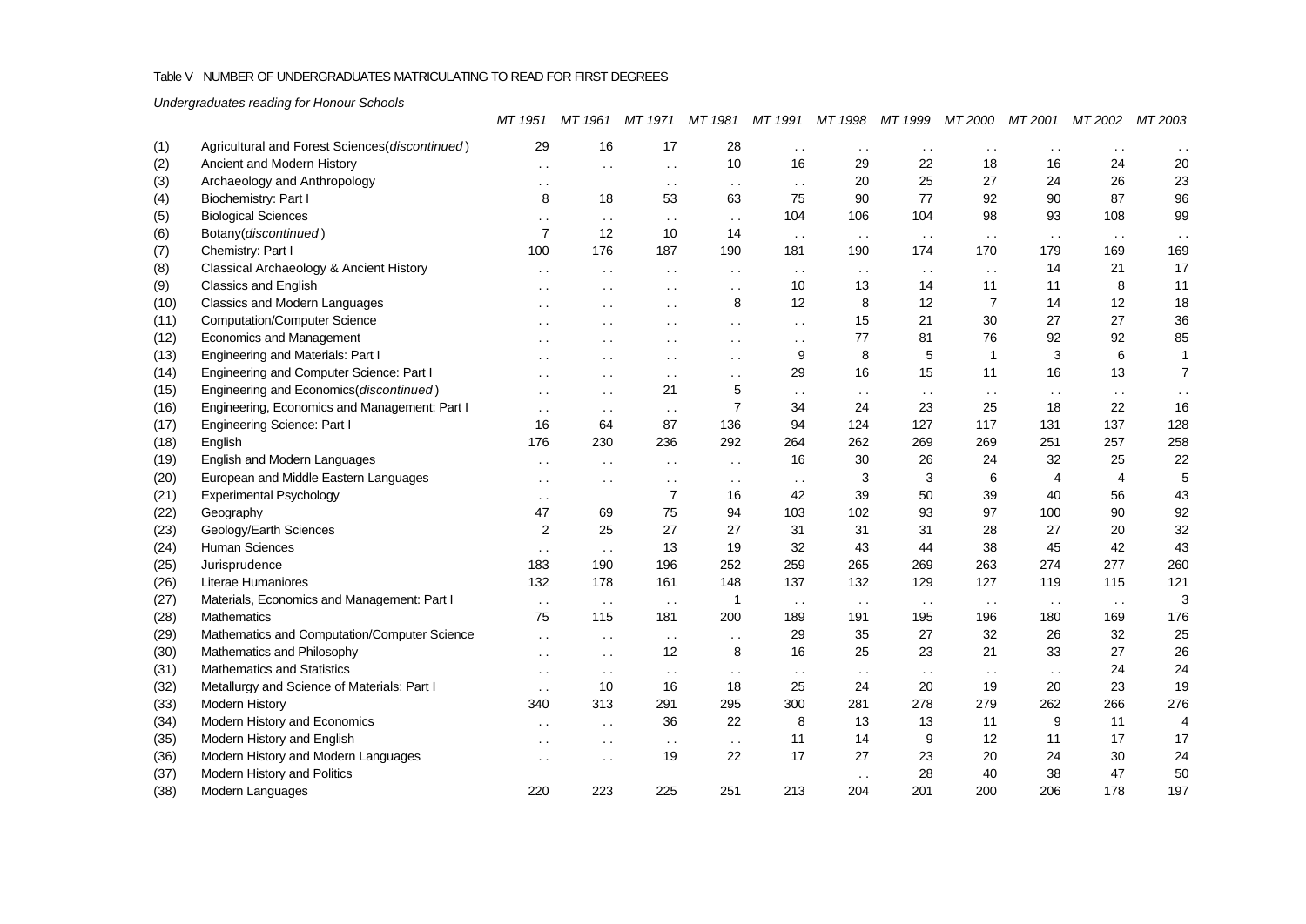Table V NUMBER OF UNDERGRADUATES MATRICULATING TO READ FOR FIRST DEGREES

*Undergraduates reading for Honour Schools*

| | | *MT 1951* | *MT 1961* | *MT 1971* | *MT 1981* | *MT 1991* | *MT 1998* | *MT 1999* | *MT 2000* | *MT 2001* | *MT 2002* | *MT 2003* |
|---|---|---|---|---|---|---|---|---|---|---|---|---|
| (1) | Agricultural and Forest Sciences(*discontinued*) | 29 | 16 | 17 | 28 | . . | . . | . . | . . | . . | . . | . . |
| (2) | Ancient and Modern History | . . | . . | . . | 10 | 16 | 29 | 22 | 18 | 16 | 24 | 20 |
| (3) | Archaeology and Anthropology | . . | | . . | . . | . . | 20 | 25 | 27 | 24 | 26 | 23 |
| (4) | Biochemistry: Part I | 8 | 18 | 53 | 63 | 75 | 90 | 77 | 92 | 90 | 87 | 96 |
| (5) | Biological Sciences | . . | . . | . . | . . | 104 | 106 | 104 | 98 | 93 | 108 | 99 |
| (6) | Botany(*discontinued*) | 7 | 12 | 10 | 14 | . . | . . | . . | . . | . . | . . | . . |
| (7) | Chemistry: Part I | 100 | 176 | 187 | 190 | 181 | 190 | 174 | 170 | 179 | 169 | 169 |
| (8) | Classical Archaeology & Ancient History | . . | . . | . . | . . | . . | . . | . . | . . | 14 | 21 | 17 |
| (9) | Classics and English | . . | . . | . . | . . | 10 | 13 | 14 | 11 | 11 | 8 | 11 |
| (10) | Classics and Modern Languages | . . | . . | . . | 8 | 12 | 8 | 12 | 7 | 14 | 12 | 18 |
| (11) | Computation/Computer Science | . . | . . | . . | . . | . . | 15 | 21 | 30 | 27 | 27 | 36 |
| (12) | Economics and Management | . . | . . | . . | . . | . . | 77 | 81 | 76 | 92 | 92 | 85 |
| (13) | Engineering and Materials: Part I | . . | . . | . . | . . | 9 | 8 | 5 | 1 | 3 | 6 | 1 |
| (14) | Engineering and Computer Science: Part I | . . | . . | . . | . . | 29 | 16 | 15 | 11 | 16 | 13 | 7 |
| (15) | Engineering and Economics(*discontinued*) | . . | . . | 21 | 5 | . . | . . | . . | . . | . . | . . | . . |
| (16) | Engineering, Economics and Management: Part I | . . | . . | . . | 7 | 34 | 24 | 23 | 25 | 18 | 22 | 16 |
| (17) | Engineering Science: Part I | 16 | 64 | 87 | 136 | 94 | 124 | 127 | 117 | 131 | 137 | 128 |
| (18) | English | 176 | 230 | 236 | 292 | 264 | 262 | 269 | 269 | 251 | 257 | 258 |
| (19) | English and Modern Languages | . . | . . | . . | . . | 16 | 30 | 26 | 24 | 32 | 25 | 22 |
| (20) | European and Middle Eastern Languages | . . | . . | . . | . . | . . | 3 | 3 | 6 | 4 | 4 | 5 |
| (21) | Experimental Psychology | . . | | 7 | 16 | 42 | 39 | 50 | 39 | 40 | 56 | 43 |
| (22) | Geography | 47 | 69 | 75 | 94 | 103 | 102 | 93 | 97 | 100 | 90 | 92 |
| (23) | Geology/Earth Sciences | 2 | 25 | 27 | 27 | 31 | 31 | 31 | 28 | 27 | 20 | 32 |
| (24) | Human Sciences | . . | . . | 13 | 19 | 32 | 43 | 44 | 38 | 45 | 42 | 43 |
| (25) | Jurisprudence | 183 | 190 | 196 | 252 | 259 | 265 | 269 | 263 | 274 | 277 | 260 |
| (26) | Literae Humaniores | 132 | 178 | 161 | 148 | 137 | 132 | 129 | 127 | 119 | 115 | 121 |
| (27) | Materials, Economics and Management: Part I | . . | . . | . . | 1 | . . | . . | . . | . . | . . | . . | 3 |
| (28) | Mathematics | 75 | 115 | 181 | 200 | 189 | 191 | 195 | 196 | 180 | 169 | 176 |
| (29) | Mathematics and Computation/Computer Science | . . | . . | . . | . . | 29 | 35 | 27 | 32 | 26 | 32 | 25 |
| (30) | Mathematics and Philosophy | . . | . . | 12 | 8 | 16 | 25 | 23 | 21 | 33 | 27 | 26 |
| (31) | Mathematics and Statistics | . . | . . | . . | . . | . . | . . | . . | . . | . . | 24 | 24 |
| (32) | Metallurgy and Science of Materials: Part I | . . | 10 | 16 | 18 | 25 | 24 | 20 | 19 | 20 | 23 | 19 |
| (33) | Modern History | 340 | 313 | 291 | 295 | 300 | 281 | 278 | 279 | 262 | 266 | 276 |
| (34) | Modern History and Economics | . . | . . | 36 | 22 | 8 | 13 | 13 | 11 | 9 | 11 | 4 |
| (35) | Modern History and English | . . | . . | . . | . . | 11 | 14 | 9 | 12 | 11 | 17 | 17 |
| (36) | Modern History and Modern Languages | . . | . . | 19 | 22 | 17 | 27 | 23 | 20 | 24 | 30 | 24 |
| (37) | Modern History and Politics | | | | | | . . | 28 | 40 | 38 | 47 | 50 |
| (38) | Modern Languages | 220 | 223 | 225 | 251 | 213 | 204 | 201 | 200 | 206 | 178 | 197 |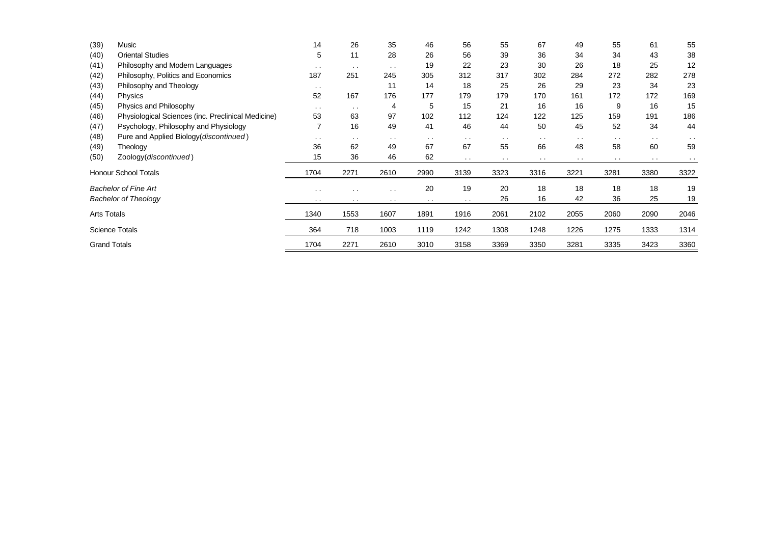| | | | | | | | | | | | | |
|---|---|---|---|---|---|---|---|---|---|---|---|---|
| (39) | Music | 14 | 26 | 35 | 46 | 56 | 55 | 67 | 49 | 55 | 61 | 55 |
| (40) | Oriental Studies | 5 | 11 | 28 | 26 | 56 | 39 | 36 | 34 | 34 | 43 | 38 |
| (41) | Philosophy and Modern Languages | . . | . . | . . | 19 | 22 | 23 | 30 | 26 | 18 | 25 | 12 |
| (42) | Philosophy, Politics and Economics | 187 | 251 | 245 | 305 | 312 | 317 | 302 | 284 | 272 | 282 | 278 |
| (43) | Philosophy and Theology | . . | | 11 | 14 | 18 | 25 | 26 | 29 | 23 | 34 | 23 |
| (44) | Physics | 52 | 167 | 176 | 177 | 179 | 179 | 170 | 161 | 172 | 172 | 169 |
| (45) | Physics and Philosophy | . . | . . | 4 | 5 | 15 | 21 | 16 | 16 | 9 | 16 | 15 |
| (46) | Physiological Sciences (inc. Preclinical Medicine) | 53 | 63 | 97 | 102 | 112 | 124 | 122 | 125 | 159 | 191 | 186 |
| (47) | Psychology, Philosophy and Physiology | 7 | 16 | 49 | 41 | 46 | 44 | 50 | 45 | 52 | 34 | 44 |
| (48) | Pure and Applied Biology(*discontinued*) | . . | . . | . . | . . | . . | . . | . . | . . | . . | . . | . . |
| (49) | Theology | 36 | 62 | 49 | 67 | 67 | 55 | 66 | 48 | 58 | 60 | 59 |
| (50) | Zoology(*discontinued*) | 15 | 36 | 46 | 62 | . . | . . | . . | . . | . . | . . | . . |
| Honour School Totals | | 1704 | 2271 | 2610 | 2990 | 3139 | 3323 | 3316 | 3221 | 3281 | 3380 | 3322 |
| *Bachelor of Fine Art* | | . . | . . | . . | 20 | 19 | 20 | 18 | 18 | 18 | 18 | 19 |
| *Bachelor of Theology* | | . . | . . | . . | . . | . . | 26 | 16 | 42 | 36 | 25 | 19 |
| Arts Totals | | 1340 | 1553 | 1607 | 1891 | 1916 | 2061 | 2102 | 2055 | 2060 | 2090 | 2046 |
| Science Totals | | 364 | 718 | 1003 | 1119 | 1242 | 1308 | 1248 | 1226 | 1275 | 1333 | 1314 |
| Grand Totals | | 1704 | 2271 | 2610 | 3010 | 3158 | 3369 | 3350 | 3281 | 3335 | 3423 | 3360 |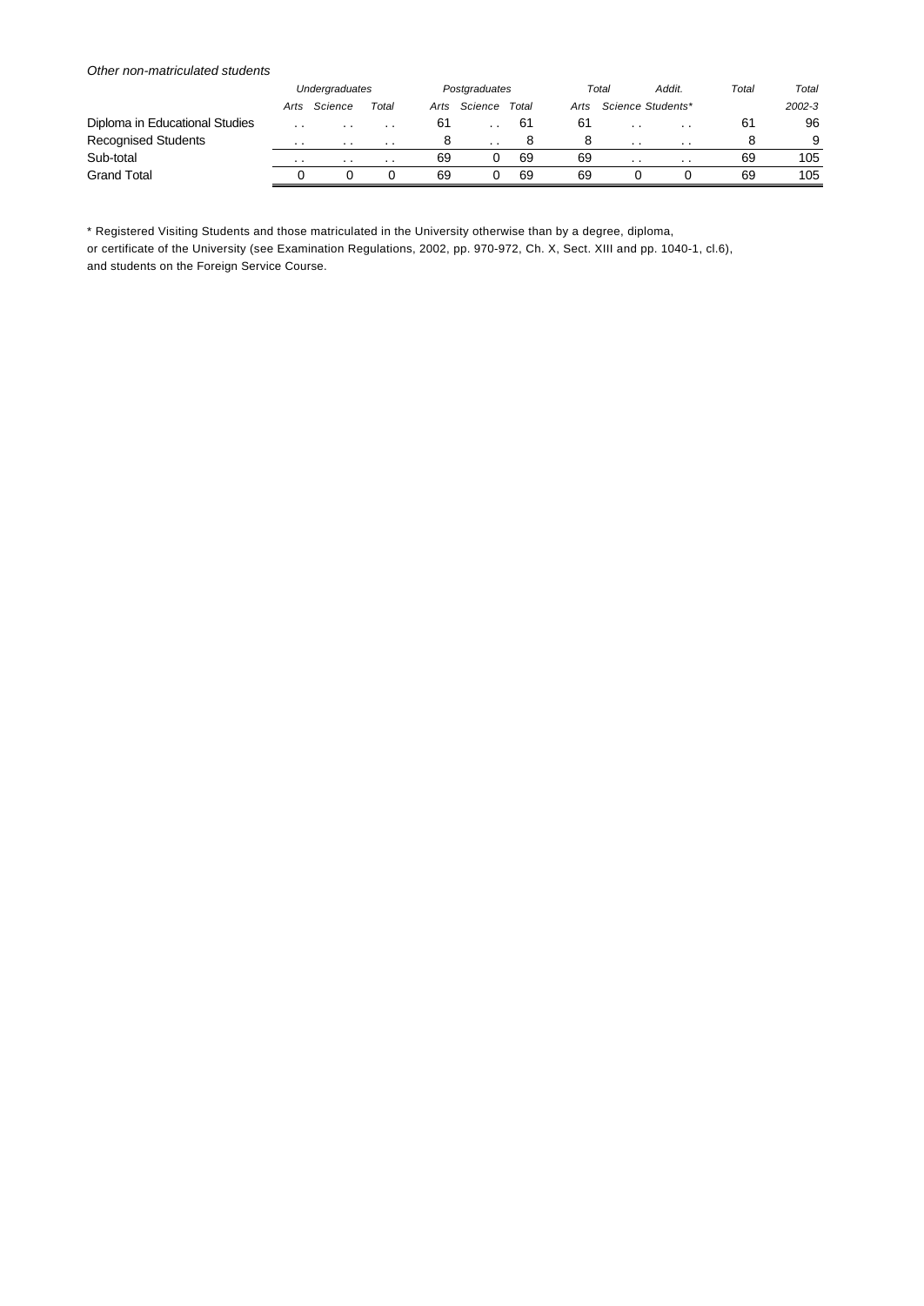*Other non-matriculated students*

| | *Undergraduates* | | | *Postgraduates* | | | *Total* | | *Addit.* | *Total* | *Total* |
|---|---|---|---|---|---|---|---|---|---|---|---|
| | *Arts* | *Science* | *Total* | *Arts* | *Science* | *Total* | *Arts* | *Science* | *Students** | | *2002-3* |
| Diploma in Educational Studies | . . | . . | . . | 61 | . . | 61 | 61 | . . | . . | 61 | 96 |
| Recognised Students | . . | . . | . . | 8 | . . | 8 | 8 | . . | . . | 8 | 9 |
| Sub-total | . . | . . | . . | 69 | 0 | 69 | 69 | . . | . . | 69 | 105 |
| Grand Total | 0 | 0 | 0 | 69 | 0 | 69 | 69 | 0 | 0 | 69 | 105 |

* Registered Visiting Students and those matriculated in the University otherwise than by a degree, diploma, or certificate of the University (see Examination Regulations, 2002, pp. 970-972, Ch. X, Sect. XIII and pp. 1040-1, cl.6), and students on the Foreign Service Course.